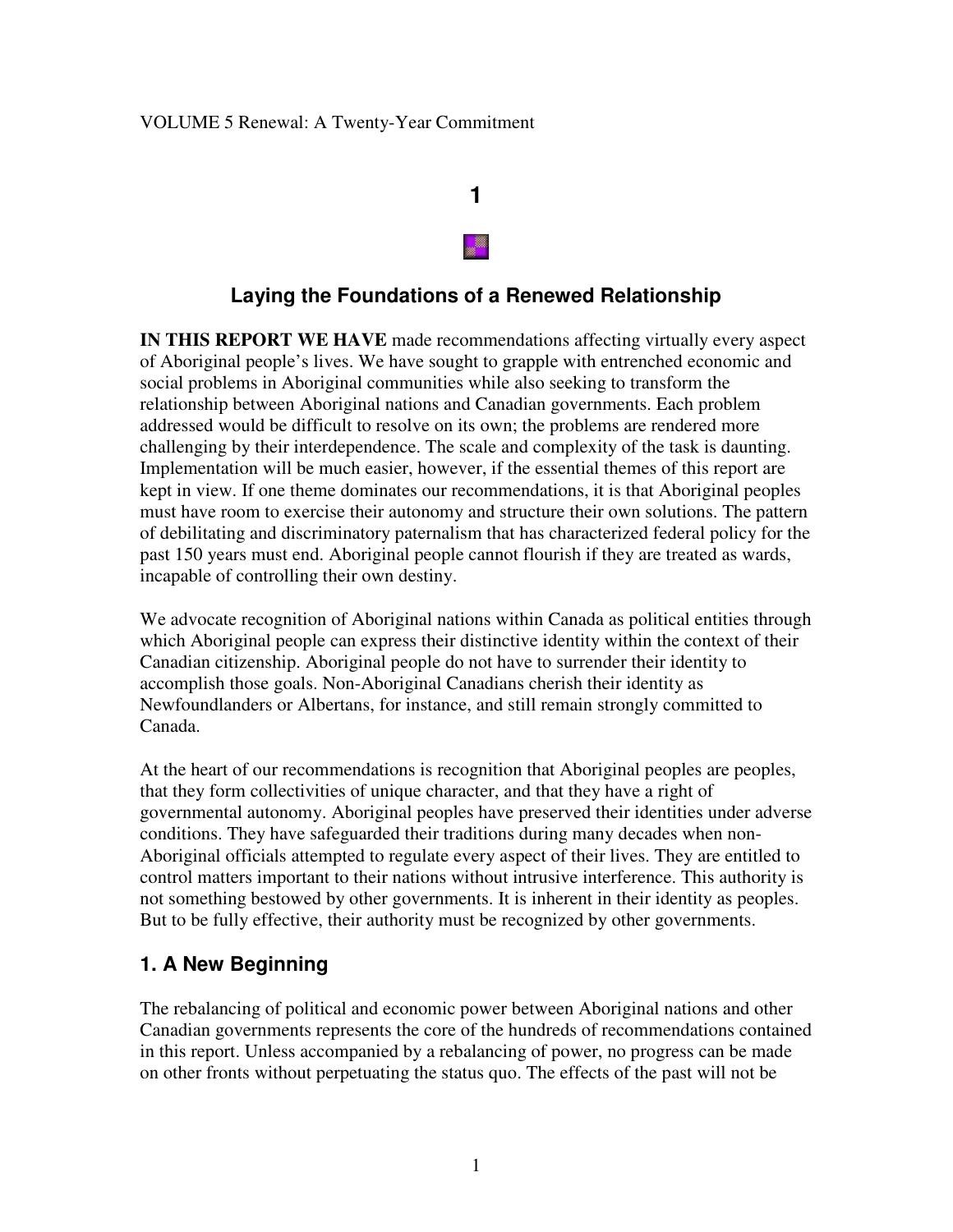VOLUME 5 Renewal: A Twenty-Year Commitment

# 1

## Laying the Foundations of a Renewed Relationship

**IN THIS REPORT WE HAVE** made recommendations affecting virtually every aspect of Aboriginal people's lives. We have sought to grapple with entrenched economic and social problems in Aboriginal communities while also seeking to transform the relationship between Aboriginal nations and Canadian governments. Each problem addressed would be difficult to resolve on its own; the problems are rendered more challenging by their interdependence. The scale and complexity of the task is daunting. Implementation will be much easier, however, if the essential themes of this report are kept in view. If one theme dominates our recommendations, it is that Aboriginal peoples must have room to exercise their autonomy and structure their own solutions. The pattern of debilitating and discriminatory paternalism that has characterized federal policy for the past 150 years must end. Aboriginal people cannot flourish if they are treated as wards, incapable of controlling their own destiny.

We advocate recognition of Aboriginal nations within Canada as political entities through which Aboriginal people can express their distinctive identity within the context of their Canadian citizenship. Aboriginal people do not have to surrender their identity to accomplish those goals. Non-Aboriginal Canadians cherish their identity as Newfoundlanders or Albertans, for instance, and still remain strongly committed to Canada.

At the heart of our recommendations is recognition that Aboriginal peoples are peoples, that they form collectivities of unique character, and that they have a right of governmental autonomy. Aboriginal peoples have preserved their identities under adverse conditions. They have safeguarded their traditions during many decades when non-Aboriginal officials attempted to regulate every aspect of their lives. They are entitled to control matters important to their nations without intrusive interference. This authority is not something bestowed by other governments. It is inherent in their identity as peoples. But to be fully effective, their authority must be recognized by other governments.

### 1. A New Beginning

The rebalancing of political and economic power between Aboriginal nations and other Canadian governments represents the core of the hundreds of recommendations contained in this report. Unless accompanied by a rebalancing of power, no progress can be made on other fronts without perpetuating the status quo. The effects of the past will not be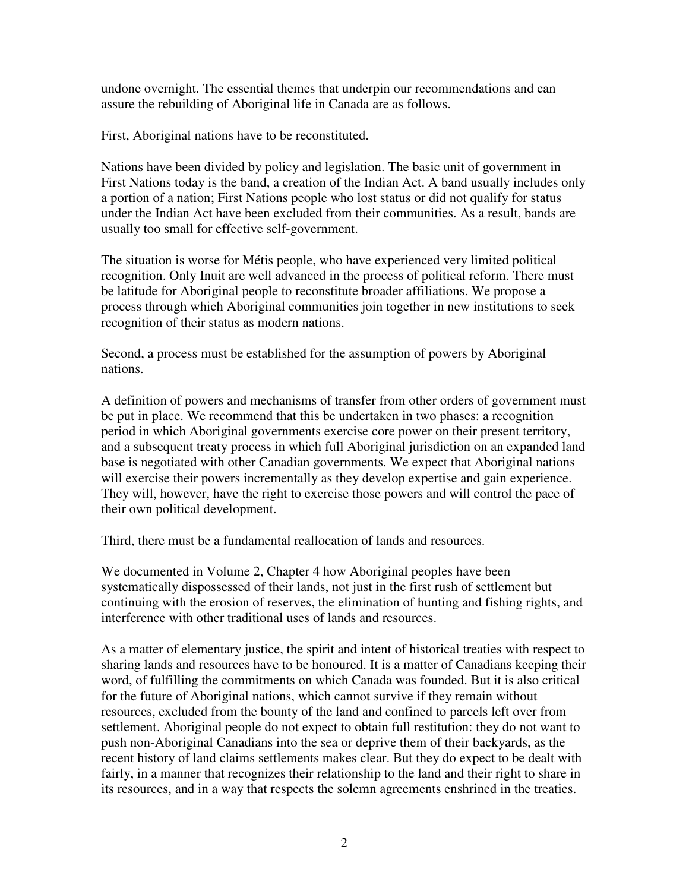undone overnight. The essential themes that underpin our recommendations and can assure the rebuilding of Aboriginal life in Canada are as follows.

First, Aboriginal nations have to be reconstituted.

Nations have been divided by policy and legislation. The basic unit of government in First Nations today is the band, a creation of the Indian Act. A band usually includes only a portion of a nation; First Nations people who lost status or did not qualify for status under the Indian Act have been excluded from their communities. As a result, bands are usually too small for effective self-government.

The situation is worse for Métis people, who have experienced very limited political recognition. Only Inuit are well advanced in the process of political reform. There must be latitude for Aboriginal people to reconstitute broader affiliations. We propose a process through which Aboriginal communities join together in new institutions to seek recognition of their status as modern nations.

Second, a process must be established for the assumption of powers by Aboriginal nations.

A definition of powers and mechanisms of transfer from other orders of government must be put in place. We recommend that this be undertaken in two phases: a recognition period in which Aboriginal governments exercise core power on their present territory, and a subsequent treaty process in which full Aboriginal jurisdiction on an expanded land base is negotiated with other Canadian governments. We expect that Aboriginal nations will exercise their powers incrementally as they develop expertise and gain experience. They will, however, have the right to exercise those powers and will control the pace of their own political development.

Third, there must be a fundamental reallocation of lands and resources.

We documented in Volume 2, Chapter 4 how Aboriginal peoples have been systematically dispossessed of their lands, not just in the first rush of settlement but continuing with the erosion of reserves, the elimination of hunting and fishing rights, and interference with other traditional uses of lands and resources.

As a matter of elementary justice, the spirit and intent of historical treaties with respect to sharing lands and resources have to be honoured. It is a matter of Canadians keeping their word, of fulfilling the commitments on which Canada was founded. But it is also critical for the future of Aboriginal nations, which cannot survive if they remain without resources, excluded from the bounty of the land and confined to parcels left over from settlement. Aboriginal people do not expect to obtain full restitution: they do not want to push non-Aboriginal Canadians into the sea or deprive them of their backyards, as the recent history of land claims settlements makes clear. But they do expect to be dealt with fairly, in a manner that recognizes their relationship to the land and their right to share in its resources, and in a way that respects the solemn agreements enshrined in the treaties.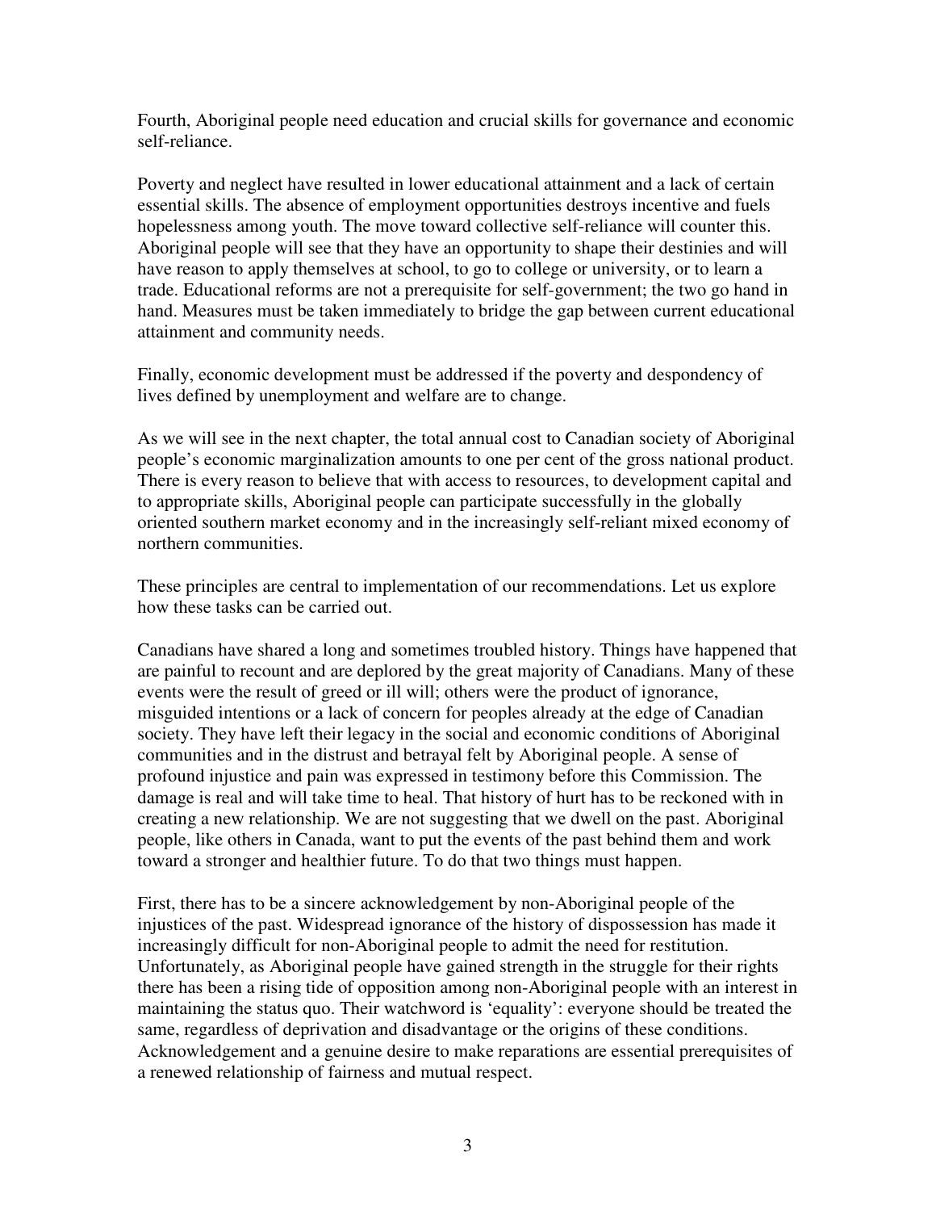Fourth, Aboriginal people need education and crucial skills for governance and economic self-reliance.

Poverty and neglect have resulted in lower educational attainment and a lack of certain essential skills. The absence of employment opportunities destroys incentive and fuels hopelessness among youth. The move toward collective self-reliance will counter this. Aboriginal people will see that they have an opportunity to shape their destinies and will have reason to apply themselves at school, to go to college or university, or to learn a trade. Educational reforms are not a prerequisite for self-government; the two go hand in hand. Measures must be taken immediately to bridge the gap between current educational attainment and community needs.

Finally, economic development must be addressed if the poverty and despondency of lives defined by unemployment and welfare are to change.

As we will see in the next chapter, the total annual cost to Canadian society of Aboriginal people's economic marginalization amounts to one per cent of the gross national product. There is every reason to believe that with access to resources, to development capital and to appropriate skills, Aboriginal people can participate successfully in the globally oriented southern market economy and in the increasingly self-reliant mixed economy of northern communities.

These principles are central to implementation of our recommendations. Let us explore how these tasks can be carried out.

Canadians have shared a long and sometimes troubled history. Things have happened that are painful to recount and are deplored by the great majority of Canadians. Many of these events were the result of greed or ill will; others were the product of ignorance, misguided intentions or a lack of concern for peoples already at the edge of Canadian society. They have left their legacy in the social and economic conditions of Aboriginal communities and in the distrust and betrayal felt by Aboriginal people. A sense of profound injustice and pain was expressed in testimony before this Commission. The damage is real and will take time to heal. That history of hurt has to be reckoned with in creating a new relationship. We are not suggesting that we dwell on the past. Aboriginal people, like others in Canada, want to put the events of the past behind them and work toward a stronger and healthier future. To do that two things must happen.

First, there has to be a sincere acknowledgement by non-Aboriginal people of the injustices of the past. Widespread ignorance of the history of dispossession has made it increasingly difficult for non-Aboriginal people to admit the need for restitution. Unfortunately, as Aboriginal people have gained strength in the struggle for their rights there has been a rising tide of opposition among non-Aboriginal people with an interest in maintaining the status quo. Their watchword is 'equality': everyone should be treated the same, regardless of deprivation and disadvantage or the origins of these conditions. Acknowledgement and a genuine desire to make reparations are essential prerequisites of a renewed relationship of fairness and mutual respect.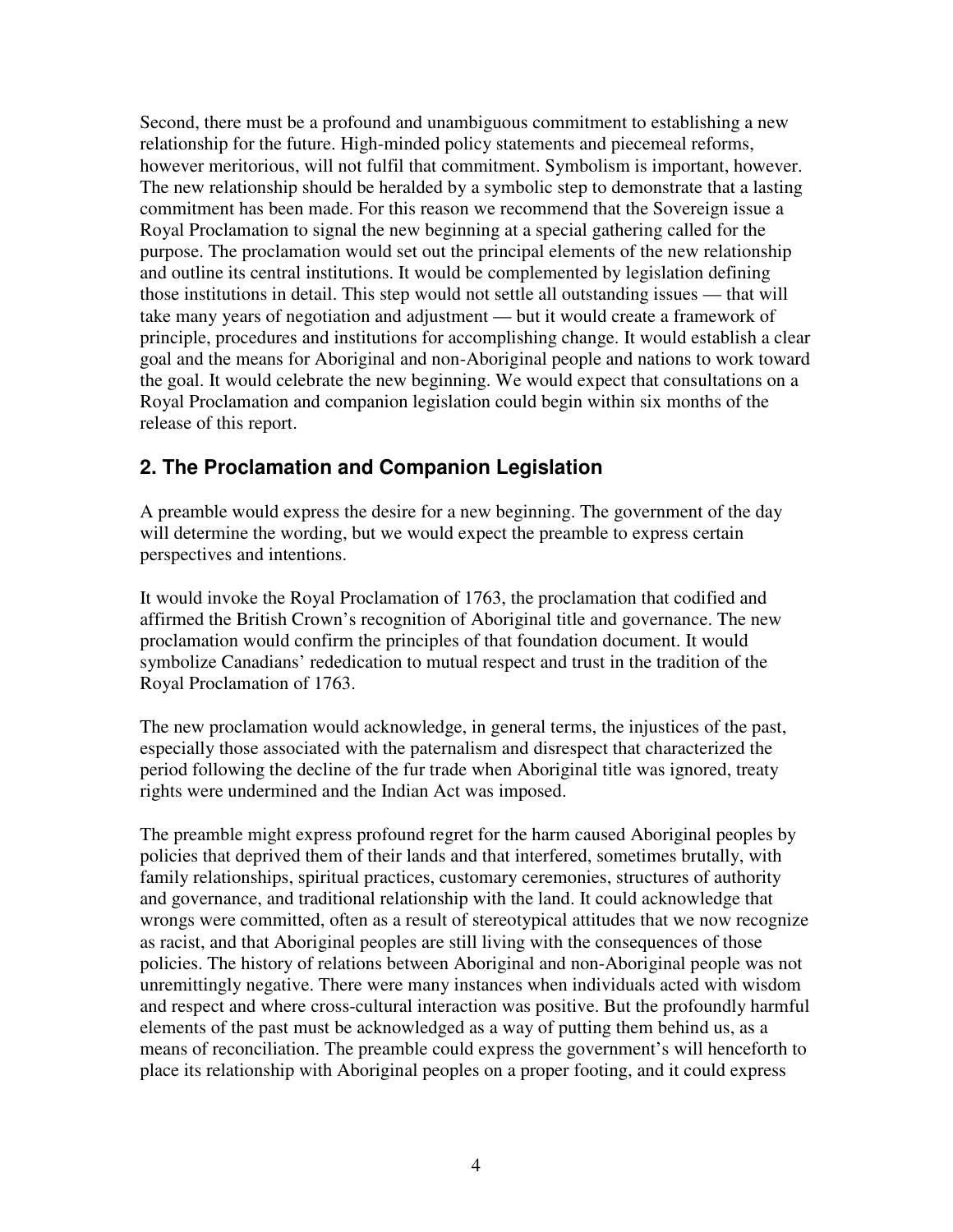Second, there must be a profound and unambiguous commitment to establishing a new relationship for the future. High-minded policy statements and piecemeal reforms, however meritorious, will not fulfil that commitment. Symbolism is important, however. The new relationship should be heralded by a symbolic step to demonstrate that a lasting commitment has been made. For this reason we recommend that the Sovereign issue a Royal Proclamation to signal the new beginning at a special gathering called for the purpose. The proclamation would set out the principal elements of the new relationship and outline its central institutions. It would be complemented by legislation defining those institutions in detail. This step would not settle all outstanding issues — that will take many years of negotiation and adjustment — but it would create a framework of principle, procedures and institutions for accomplishing change. It would establish a clear goal and the means for Aboriginal and non-Aboriginal people and nations to work toward the goal. It would celebrate the new beginning. We would expect that consultations on a Royal Proclamation and companion legislation could begin within six months of the release of this report.

## 2. The Proclamation and Companion Legislation

A preamble would express the desire for a new beginning. The government of the day will determine the wording, but we would expect the preamble to express certain perspectives and intentions.

It would invoke the Royal Proclamation of 1763, the proclamation that codified and affirmed the British Crown's recognition of Aboriginal title and governance. The new proclamation would confirm the principles of that foundation document. It would symbolize Canadians' rededication to mutual respect and trust in the tradition of the Royal Proclamation of 1763.

The new proclamation would acknowledge, in general terms, the injustices of the past, especially those associated with the paternalism and disrespect that characterized the period following the decline of the fur trade when Aboriginal title was ignored, treaty rights were undermined and the Indian Act was imposed.

The preamble might express profound regret for the harm caused Aboriginal peoples by policies that deprived them of their lands and that interfered, sometimes brutally, with family relationships, spiritual practices, customary ceremonies, structures of authority and governance, and traditional relationship with the land. It could acknowledge that wrongs were committed, often as a result of stereotypical attitudes that we now recognize as racist, and that Aboriginal peoples are still living with the consequences of those policies. The history of relations between Aboriginal and non-Aboriginal people was not unremittingly negative. There were many instances when individuals acted with wisdom and respect and where cross-cultural interaction was positive. But the profoundly harmful elements of the past must be acknowledged as a way of putting them behind us, as a means of reconciliation. The preamble could express the government's will henceforth to place its relationship with Aboriginal peoples on a proper footing, and it could express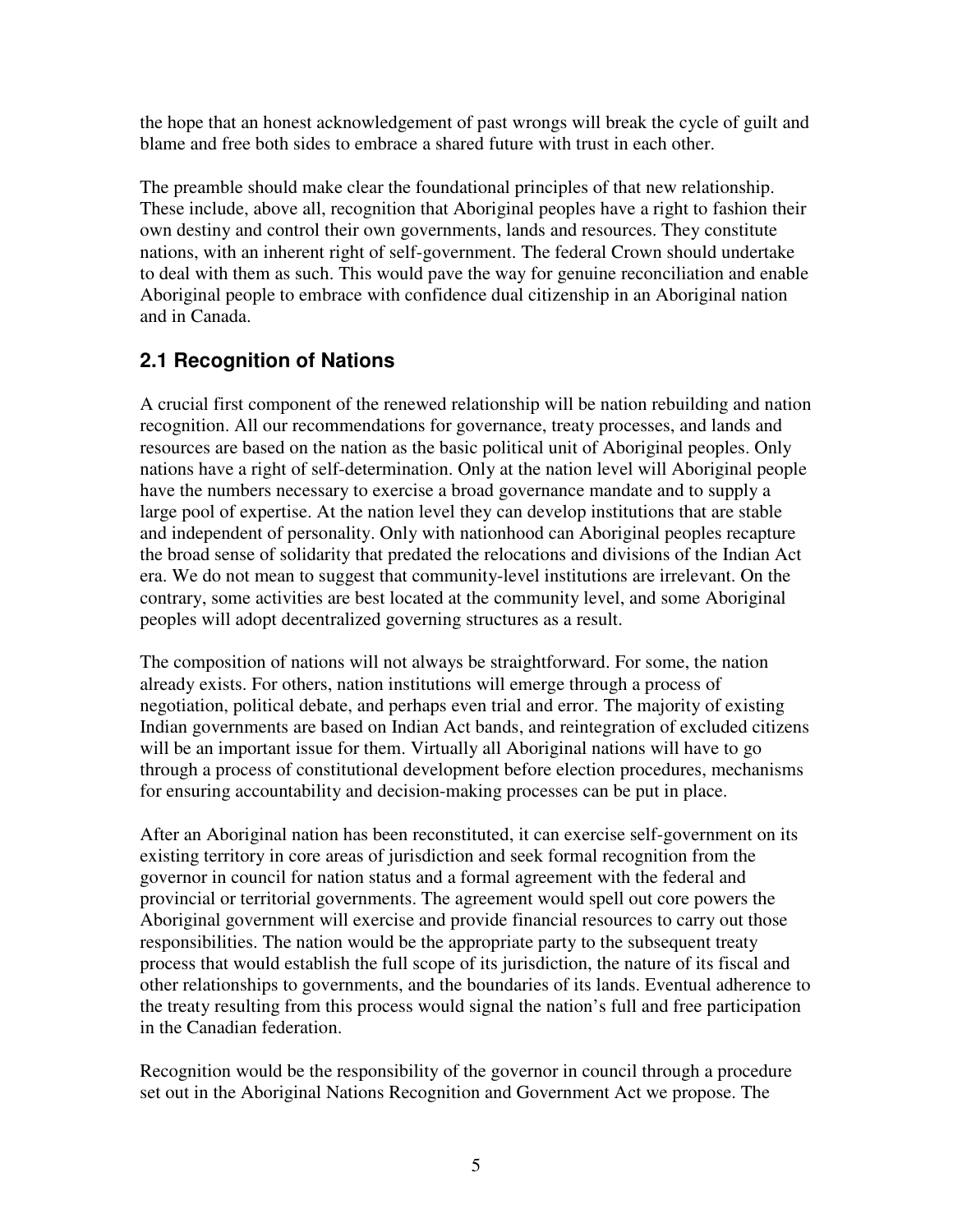the hope that an honest acknowledgement of past wrongs will break the cycle of guilt and blame and free both sides to embrace a shared future with trust in each other.

The preamble should make clear the foundational principles of that new relationship. These include, above all, recognition that Aboriginal peoples have a right to fashion their own destiny and control their own governments, lands and resources. They constitute nations, with an inherent right of self-government. The federal Crown should undertake to deal with them as such. This would pave the way for genuine reconciliation and enable Aboriginal people to embrace with confidence dual citizenship in an Aboriginal nation and in Canada.

## 2.1 Recognition of Nations

A crucial first component of the renewed relationship will be nation rebuilding and nation recognition. All our recommendations for governance, treaty processes, and lands and resources are based on the nation as the basic political unit of Aboriginal peoples. Only nations have a right of self-determination. Only at the nation level will Aboriginal people have the numbers necessary to exercise a broad governance mandate and to supply a large pool of expertise. At the nation level they can develop institutions that are stable and independent of personality. Only with nationhood can Aboriginal peoples recapture the broad sense of solidarity that predated the relocations and divisions of the Indian Act era. We do not mean to suggest that community-level institutions are irrelevant. On the contrary, some activities are best located at the community level, and some Aboriginal peoples will adopt decentralized governing structures as a result.

The composition of nations will not always be straightforward. For some, the nation already exists. For others, nation institutions will emerge through a process of negotiation, political debate, and perhaps even trial and error. The majority of existing Indian governments are based on Indian Act bands, and reintegration of excluded citizens will be an important issue for them. Virtually all Aboriginal nations will have to go through a process of constitutional development before election procedures, mechanisms for ensuring accountability and decision-making processes can be put in place.

After an Aboriginal nation has been reconstituted, it can exercise self-government on its existing territory in core areas of jurisdiction and seek formal recognition from the governor in council for nation status and a formal agreement with the federal and provincial or territorial governments. The agreement would spell out core powers the Aboriginal government will exercise and provide financial resources to carry out those responsibilities. The nation would be the appropriate party to the subsequent treaty process that would establish the full scope of its jurisdiction, the nature of its fiscal and other relationships to governments, and the boundaries of its lands. Eventual adherence to the treaty resulting from this process would signal the nation's full and free participation in the Canadian federation.

Recognition would be the responsibility of the governor in council through a procedure set out in the Aboriginal Nations Recognition and Government Act we propose. The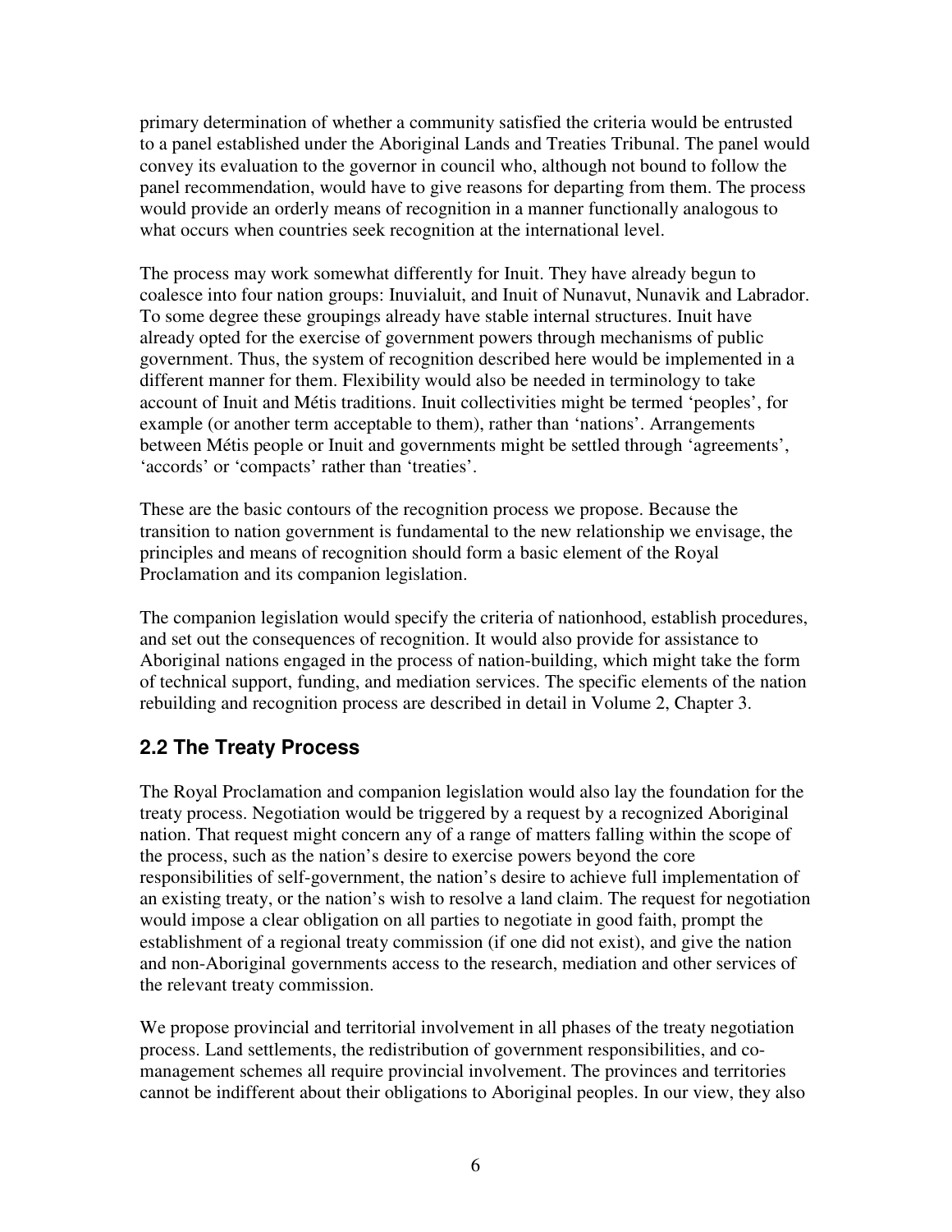primary determination of whether a community satisfied the criteria would be entrusted to a panel established under the Aboriginal Lands and Treaties Tribunal. The panel would convey its evaluation to the governor in council who, although not bound to follow the panel recommendation, would have to give reasons for departing from them. The process would provide an orderly means of recognition in a manner functionally analogous to what occurs when countries seek recognition at the international level.

The process may work somewhat differently for Inuit. They have already begun to coalesce into four nation groups: Inuvialuit, and Inuit of Nunavut, Nunavik and Labrador. To some degree these groupings already have stable internal structures. Inuit have already opted for the exercise of government powers through mechanisms of public government. Thus, the system of recognition described here would be implemented in a different manner for them. Flexibility would also be needed in terminology to take account of Inuit and Métis traditions. Inuit collectivities might be termed 'peoples', for example (or another term acceptable to them), rather than 'nations'. Arrangements between Métis people or Inuit and governments might be settled through 'agreements', 'accords' or 'compacts' rather than 'treaties'.

These are the basic contours of the recognition process we propose. Because the transition to nation government is fundamental to the new relationship we envisage, the principles and means of recognition should form a basic element of the Royal Proclamation and its companion legislation.

The companion legislation would specify the criteria of nationhood, establish procedures, and set out the consequences of recognition. It would also provide for assistance to Aboriginal nations engaged in the process of nation-building, which might take the form of technical support, funding, and mediation services. The specific elements of the nation rebuilding and recognition process are described in detail in Volume 2, Chapter 3.

## 2.2 The Treaty Process

The Royal Proclamation and companion legislation would also lay the foundation for the treaty process. Negotiation would be triggered by a request by a recognized Aboriginal nation. That request might concern any of a range of matters falling within the scope of the process, such as the nation's desire to exercise powers beyond the core responsibilities of self-government, the nation's desire to achieve full implementation of an existing treaty, or the nation's wish to resolve a land claim. The request for negotiation would impose a clear obligation on all parties to negotiate in good faith, prompt the establishment of a regional treaty commission (if one did not exist), and give the nation and non-Aboriginal governments access to the research, mediation and other services of the relevant treaty commission.

We propose provincial and territorial involvement in all phases of the treaty negotiation process. Land settlements, the redistribution of government responsibilities, and co-management schemes all require provincial involvement. The provinces and territories cannot be indifferent about their obligations to Aboriginal peoples. In our view, they also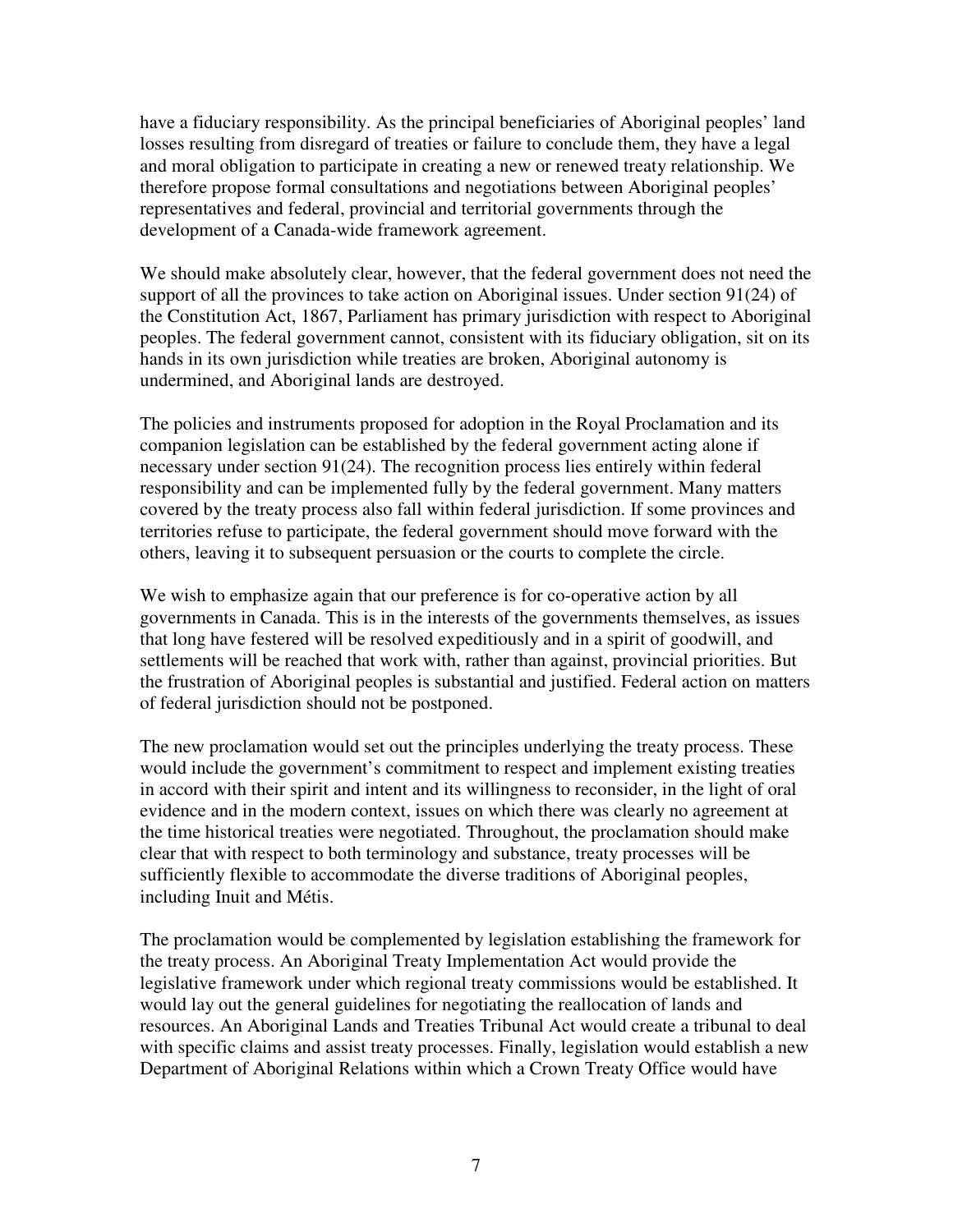have a fiduciary responsibility. As the principal beneficiaries of Aboriginal peoples' land losses resulting from disregard of treaties or failure to conclude them, they have a legal and moral obligation to participate in creating a new or renewed treaty relationship. We therefore propose formal consultations and negotiations between Aboriginal peoples' representatives and federal, provincial and territorial governments through the development of a Canada-wide framework agreement.

We should make absolutely clear, however, that the federal government does not need the support of all the provinces to take action on Aboriginal issues. Under section 91(24) of the Constitution Act, 1867, Parliament has primary jurisdiction with respect to Aboriginal peoples. The federal government cannot, consistent with its fiduciary obligation, sit on its hands in its own jurisdiction while treaties are broken, Aboriginal autonomy is undermined, and Aboriginal lands are destroyed.

The policies and instruments proposed for adoption in the Royal Proclamation and its companion legislation can be established by the federal government acting alone if necessary under section 91(24). The recognition process lies entirely within federal responsibility and can be implemented fully by the federal government. Many matters covered by the treaty process also fall within federal jurisdiction. If some provinces and territories refuse to participate, the federal government should move forward with the others, leaving it to subsequent persuasion or the courts to complete the circle.

We wish to emphasize again that our preference is for co-operative action by all governments in Canada. This is in the interests of the governments themselves, as issues that long have festered will be resolved expeditiously and in a spirit of goodwill, and settlements will be reached that work with, rather than against, provincial priorities. But the frustration of Aboriginal peoples is substantial and justified. Federal action on matters of federal jurisdiction should not be postponed.

The new proclamation would set out the principles underlying the treaty process. These would include the government's commitment to respect and implement existing treaties in accord with their spirit and intent and its willingness to reconsider, in the light of oral evidence and in the modern context, issues on which there was clearly no agreement at the time historical treaties were negotiated. Throughout, the proclamation should make clear that with respect to both terminology and substance, treaty processes will be sufficiently flexible to accommodate the diverse traditions of Aboriginal peoples, including Inuit and Métis.

The proclamation would be complemented by legislation establishing the framework for the treaty process. An Aboriginal Treaty Implementation Act would provide the legislative framework under which regional treaty commissions would be established. It would lay out the general guidelines for negotiating the reallocation of lands and resources. An Aboriginal Lands and Treaties Tribunal Act would create a tribunal to deal with specific claims and assist treaty processes. Finally, legislation would establish a new Department of Aboriginal Relations within which a Crown Treaty Office would have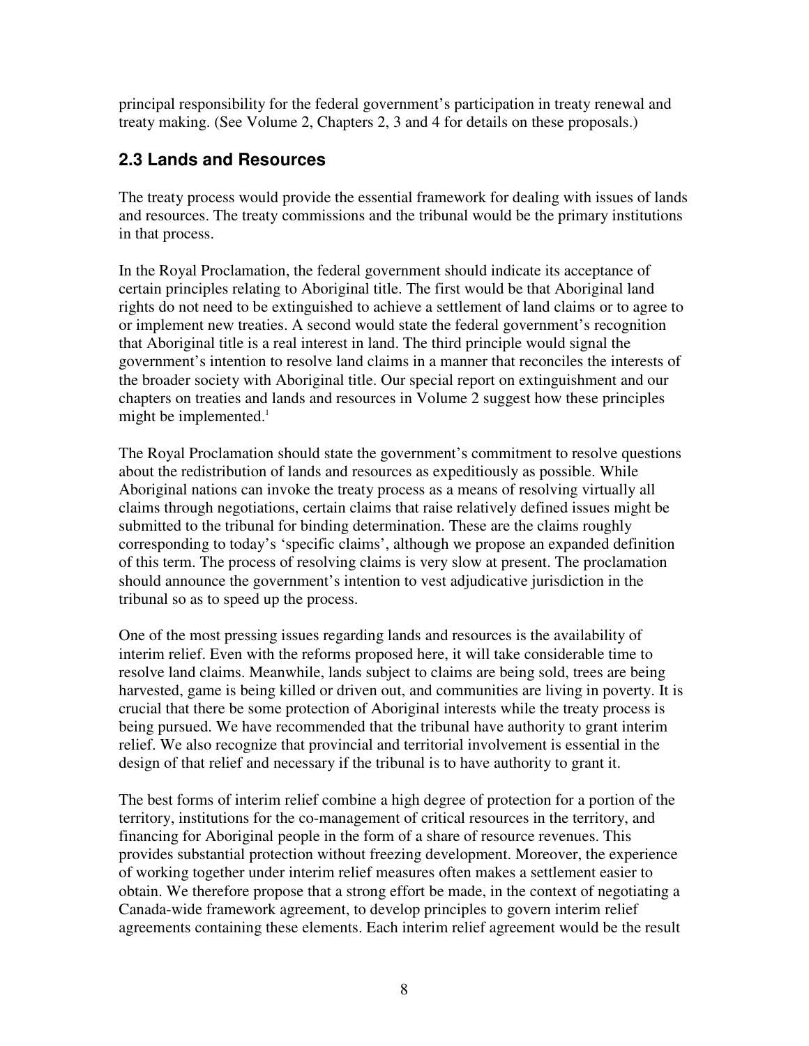principal responsibility for the federal government's participation in treaty renewal and treaty making. (See Volume 2, Chapters 2, 3 and 4 for details on these proposals.)

## 2.3 Lands and Resources

The treaty process would provide the essential framework for dealing with issues of lands and resources. The treaty commissions and the tribunal would be the primary institutions in that process.

In the Royal Proclamation, the federal government should indicate its acceptance of certain principles relating to Aboriginal title. The first would be that Aboriginal land rights do not need to be extinguished to achieve a settlement of land claims or to agree to or implement new treaties. A second would state the federal government's recognition that Aboriginal title is a real interest in land. The third principle would signal the government's intention to resolve land claims in a manner that reconciles the interests of the broader society with Aboriginal title. Our special report on extinguishment and our chapters on treaties and lands and resources in Volume 2 suggest how these principles might be implemented.[1]

The Royal Proclamation should state the government's commitment to resolve questions about the redistribution of lands and resources as expeditiously as possible. While Aboriginal nations can invoke the treaty process as a means of resolving virtually all claims through negotiations, certain claims that raise relatively defined issues might be submitted to the tribunal for binding determination. These are the claims roughly corresponding to today's 'specific claims', although we propose an expanded definition of this term. The process of resolving claims is very slow at present. The proclamation should announce the government's intention to vest adjudicative jurisdiction in the tribunal so as to speed up the process.

One of the most pressing issues regarding lands and resources is the availability of interim relief. Even with the reforms proposed here, it will take considerable time to resolve land claims. Meanwhile, lands subject to claims are being sold, trees are being harvested, game is being killed or driven out, and communities are living in poverty. It is crucial that there be some protection of Aboriginal interests while the treaty process is being pursued. We have recommended that the tribunal have authority to grant interim relief. We also recognize that provincial and territorial involvement is essential in the design of that relief and necessary if the tribunal is to have authority to grant it.

The best forms of interim relief combine a high degree of protection for a portion of the territory, institutions for the co-management of critical resources in the territory, and financing for Aboriginal people in the form of a share of resource revenues. This provides substantial protection without freezing development. Moreover, the experience of working together under interim relief measures often makes a settlement easier to obtain. We therefore propose that a strong effort be made, in the context of negotiating a Canada-wide framework agreement, to develop principles to govern interim relief agreements containing these elements. Each interim relief agreement would be the result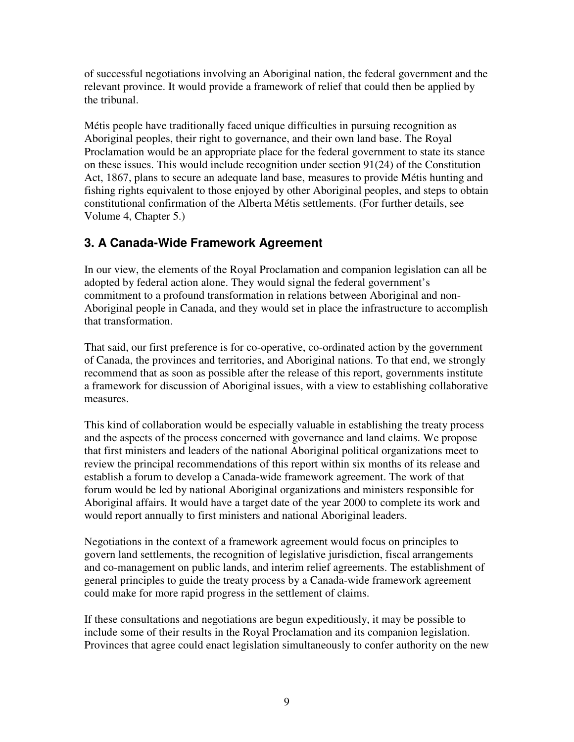of successful negotiations involving an Aboriginal nation, the federal government and the relevant province. It would provide a framework of relief that could then be applied by the tribunal.

Métis people have traditionally faced unique difficulties in pursuing recognition as Aboriginal peoples, their right to governance, and their own land base. The Royal Proclamation would be an appropriate place for the federal government to state its stance on these issues. This would include recognition under section 91(24) of the Constitution Act, 1867, plans to secure an adequate land base, measures to provide Métis hunting and fishing rights equivalent to those enjoyed by other Aboriginal peoples, and steps to obtain constitutional confirmation of the Alberta Métis settlements. (For further details, see Volume 4, Chapter 5.)

## 3. A Canada-Wide Framework Agreement

In our view, the elements of the Royal Proclamation and companion legislation can all be adopted by federal action alone. They would signal the federal government's commitment to a profound transformation in relations between Aboriginal and non-Aboriginal people in Canada, and they would set in place the infrastructure to accomplish that transformation.

That said, our first preference is for co-operative, co-ordinated action by the government of Canada, the provinces and territories, and Aboriginal nations. To that end, we strongly recommend that as soon as possible after the release of this report, governments institute a framework for discussion of Aboriginal issues, with a view to establishing collaborative measures.

This kind of collaboration would be especially valuable in establishing the treaty process and the aspects of the process concerned with governance and land claims. We propose that first ministers and leaders of the national Aboriginal political organizations meet to review the principal recommendations of this report within six months of its release and establish a forum to develop a Canada-wide framework agreement. The work of that forum would be led by national Aboriginal organizations and ministers responsible for Aboriginal affairs. It would have a target date of the year 2000 to complete its work and would report annually to first ministers and national Aboriginal leaders.

Negotiations in the context of a framework agreement would focus on principles to govern land settlements, the recognition of legislative jurisdiction, fiscal arrangements and co-management on public lands, and interim relief agreements. The establishment of general principles to guide the treaty process by a Canada-wide framework agreement could make for more rapid progress in the settlement of claims.

If these consultations and negotiations are begun expeditiously, it may be possible to include some of their results in the Royal Proclamation and its companion legislation. Provinces that agree could enact legislation simultaneously to confer authority on the new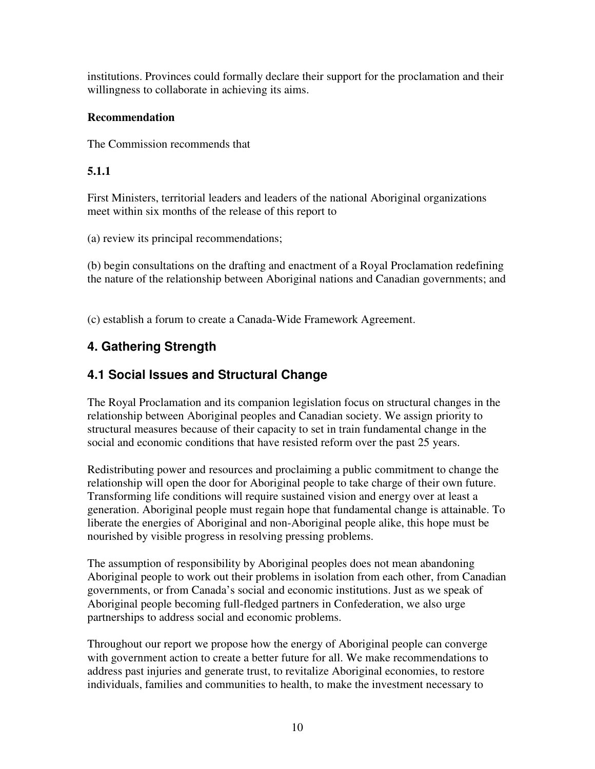institutions. Provinces could formally declare their support for the proclamation and their willingness to collaborate in achieving its aims.

**Recommendation**

The Commission recommends that

**5.1.1**

First Ministers, territorial leaders and leaders of the national Aboriginal organizations meet within six months of the release of this report to

(a) review its principal recommendations;

(b) begin consultations on the drafting and enactment of a Royal Proclamation redefining the nature of the relationship between Aboriginal nations and Canadian governments; and

(c) establish a forum to create a Canada-Wide Framework Agreement.

## 4. Gathering Strength

## 4.1 Social Issues and Structural Change

The Royal Proclamation and its companion legislation focus on structural changes in the relationship between Aboriginal peoples and Canadian society. We assign priority to structural measures because of their capacity to set in train fundamental change in the social and economic conditions that have resisted reform over the past 25 years.

Redistributing power and resources and proclaiming a public commitment to change the relationship will open the door for Aboriginal people to take charge of their own future. Transforming life conditions will require sustained vision and energy over at least a generation. Aboriginal people must regain hope that fundamental change is attainable. To liberate the energies of Aboriginal and non-Aboriginal people alike, this hope must be nourished by visible progress in resolving pressing problems.

The assumption of responsibility by Aboriginal peoples does not mean abandoning Aboriginal people to work out their problems in isolation from each other, from Canadian governments, or from Canada's social and economic institutions. Just as we speak of Aboriginal people becoming full-fledged partners in Confederation, we also urge partnerships to address social and economic problems.

Throughout our report we propose how the energy of Aboriginal people can converge with government action to create a better future for all. We make recommendations to address past injuries and generate trust, to revitalize Aboriginal economies, to restore individuals, families and communities to health, to make the investment necessary to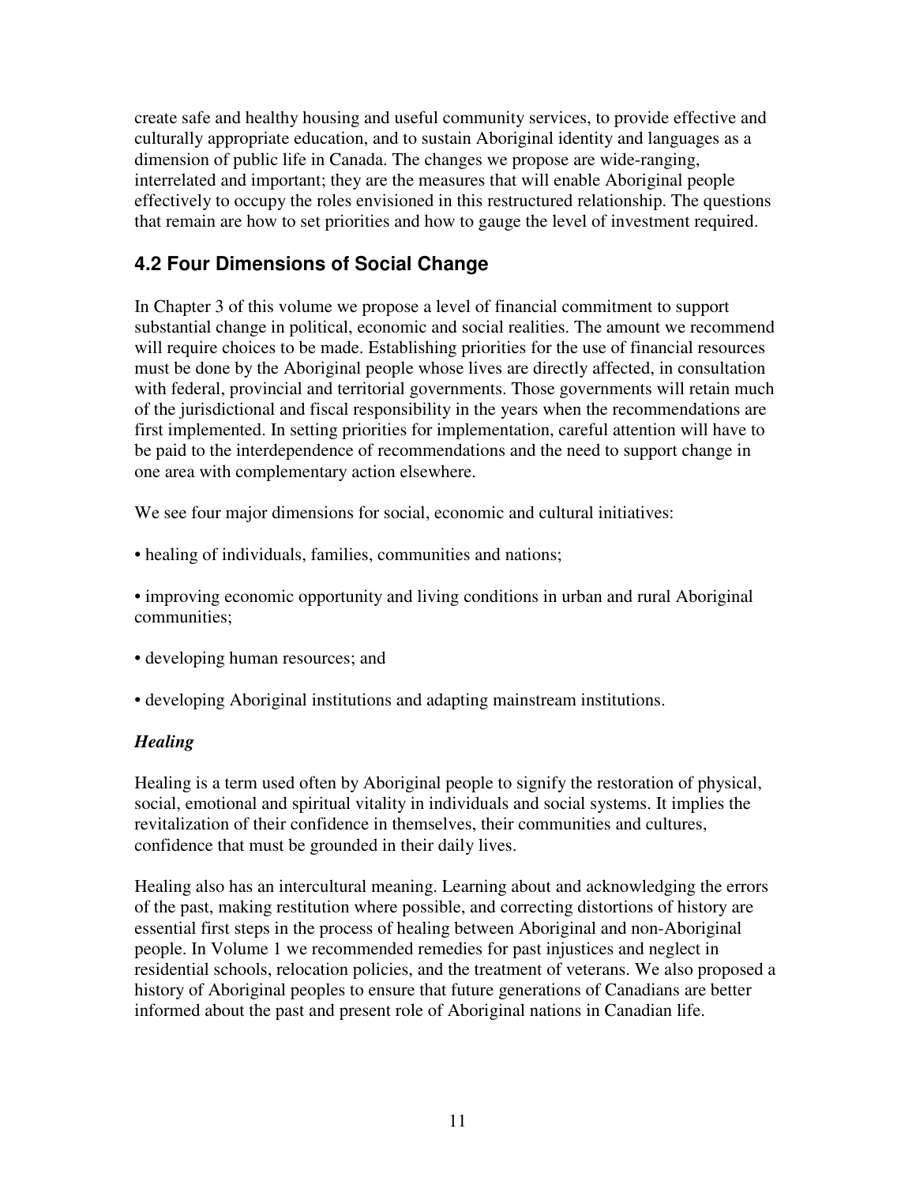create safe and healthy housing and useful community services, to provide effective and culturally appropriate education, and to sustain Aboriginal identity and languages as a dimension of public life in Canada. The changes we propose are wide-ranging, interrelated and important; they are the measures that will enable Aboriginal people effectively to occupy the roles envisioned in this restructured relationship. The questions that remain are how to set priorities and how to gauge the level of investment required.

## 4.2 Four Dimensions of Social Change

In Chapter 3 of this volume we propose a level of financial commitment to support substantial change in political, economic and social realities. The amount we recommend will require choices to be made. Establishing priorities for the use of financial resources must be done by the Aboriginal people whose lives are directly affected, in consultation with federal, provincial and territorial governments. Those governments will retain much of the jurisdictional and fiscal responsibility in the years when the recommendations are first implemented. In setting priorities for implementation, careful attention will have to be paid to the interdependence of recommendations and the need to support change in one area with complementary action elsewhere.

We see four major dimensions for social, economic and cultural initiatives:

- healing of individuals, families, communities and nations;
- improving economic opportunity and living conditions in urban and rural Aboriginal communities;
- developing human resources; and
- developing Aboriginal institutions and adapting mainstream institutions.

### *Healing*

Healing is a term used often by Aboriginal people to signify the restoration of physical, social, emotional and spiritual vitality in individuals and social systems. It implies the revitalization of their confidence in themselves, their communities and cultures, confidence that must be grounded in their daily lives.

Healing also has an intercultural meaning. Learning about and acknowledging the errors of the past, making restitution where possible, and correcting distortions of history are essential first steps in the process of healing between Aboriginal and non-Aboriginal people. In Volume 1 we recommended remedies for past injustices and neglect in residential schools, relocation policies, and the treatment of veterans. We also proposed a history of Aboriginal peoples to ensure that future generations of Canadians are better informed about the past and present role of Aboriginal nations in Canadian life.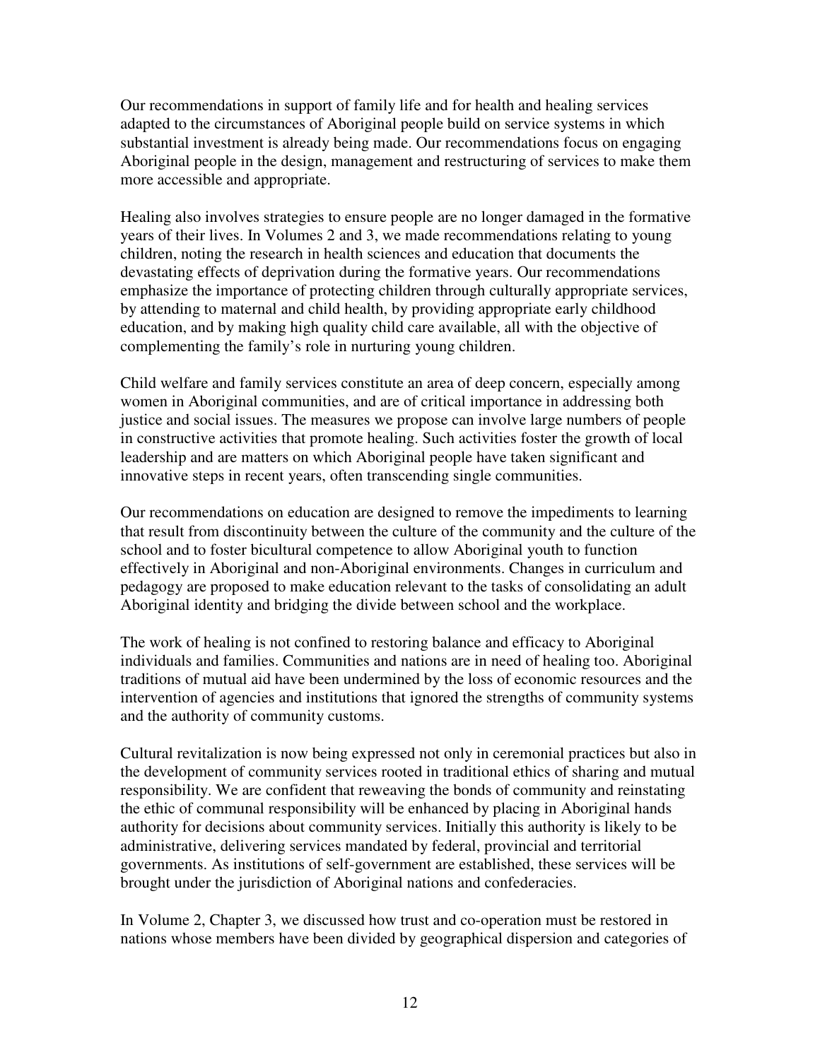Our recommendations in support of family life and for health and healing services adapted to the circumstances of Aboriginal people build on service systems in which substantial investment is already being made. Our recommendations focus on engaging Aboriginal people in the design, management and restructuring of services to make them more accessible and appropriate.

Healing also involves strategies to ensure people are no longer damaged in the formative years of their lives. In Volumes 2 and 3, we made recommendations relating to young children, noting the research in health sciences and education that documents the devastating effects of deprivation during the formative years. Our recommendations emphasize the importance of protecting children through culturally appropriate services, by attending to maternal and child health, by providing appropriate early childhood education, and by making high quality child care available, all with the objective of complementing the family's role in nurturing young children.

Child welfare and family services constitute an area of deep concern, especially among women in Aboriginal communities, and are of critical importance in addressing both justice and social issues. The measures we propose can involve large numbers of people in constructive activities that promote healing. Such activities foster the growth of local leadership and are matters on which Aboriginal people have taken significant and innovative steps in recent years, often transcending single communities.

Our recommendations on education are designed to remove the impediments to learning that result from discontinuity between the culture of the community and the culture of the school and to foster bicultural competence to allow Aboriginal youth to function effectively in Aboriginal and non-Aboriginal environments. Changes in curriculum and pedagogy are proposed to make education relevant to the tasks of consolidating an adult Aboriginal identity and bridging the divide between school and the workplace.

The work of healing is not confined to restoring balance and efficacy to Aboriginal individuals and families. Communities and nations are in need of healing too. Aboriginal traditions of mutual aid have been undermined by the loss of economic resources and the intervention of agencies and institutions that ignored the strengths of community systems and the authority of community customs.

Cultural revitalization is now being expressed not only in ceremonial practices but also in the development of community services rooted in traditional ethics of sharing and mutual responsibility. We are confident that reweaving the bonds of community and reinstating the ethic of communal responsibility will be enhanced by placing in Aboriginal hands authority for decisions about community services. Initially this authority is likely to be administrative, delivering services mandated by federal, provincial and territorial governments. As institutions of self-government are established, these services will be brought under the jurisdiction of Aboriginal nations and confederacies.

In Volume 2, Chapter 3, we discussed how trust and co-operation must be restored in nations whose members have been divided by geographical dispersion and categories of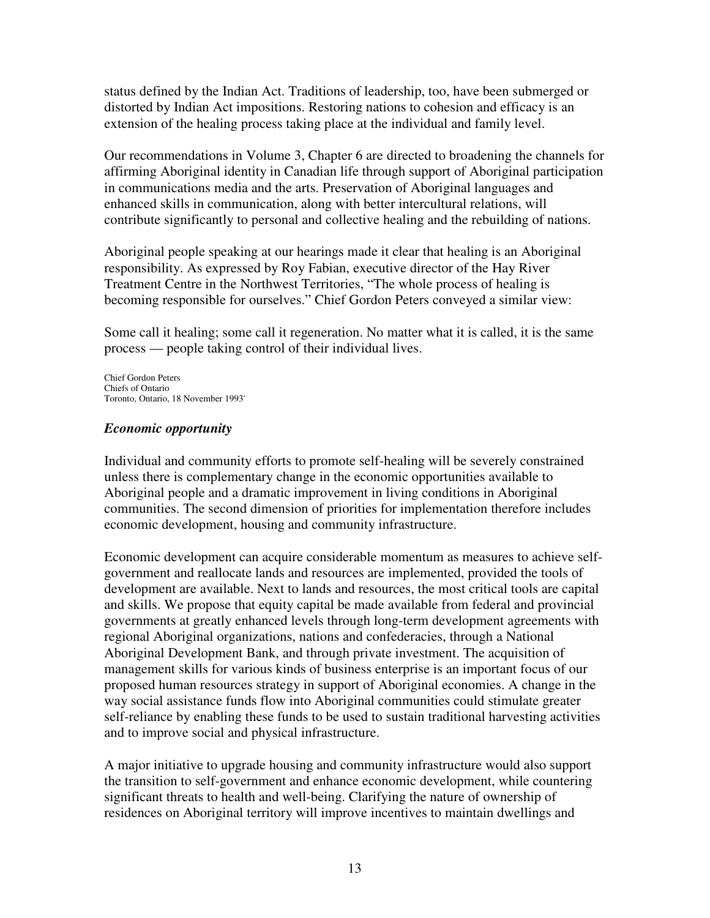status defined by the Indian Act. Traditions of leadership, too, have been submerged or distorted by Indian Act impositions. Restoring nations to cohesion and efficacy is an extension of the healing process taking place at the individual and family level.

Our recommendations in Volume 3, Chapter 6 are directed to broadening the channels for affirming Aboriginal identity in Canadian life through support of Aboriginal participation in communications media and the arts. Preservation of Aboriginal languages and enhanced skills in communication, along with better intercultural relations, will contribute significantly to personal and collective healing and the rebuilding of nations.

Aboriginal people speaking at our hearings made it clear that healing is an Aboriginal responsibility. As expressed by Roy Fabian, executive director of the Hay River Treatment Centre in the Northwest Territories, "The whole process of healing is becoming responsible for ourselves." Chief Gordon Peters conveyed a similar view:

Some call it healing; some call it regeneration. No matter what it is called, it is the same process — people taking control of their individual lives.

Chief Gordon Peters
Chiefs of Ontario
Toronto, Ontario, 18 November 1993*

### *Economic opportunity*

Individual and community efforts to promote self-healing will be severely constrained unless there is complementary change in the economic opportunities available to Aboriginal people and a dramatic improvement in living conditions in Aboriginal communities. The second dimension of priorities for implementation therefore includes economic development, housing and community infrastructure.

Economic development can acquire considerable momentum as measures to achieve self-government and reallocate lands and resources are implemented, provided the tools of development are available. Next to lands and resources, the most critical tools are capital and skills. We propose that equity capital be made available from federal and provincial governments at greatly enhanced levels through long-term development agreements with regional Aboriginal organizations, nations and confederacies, through a National Aboriginal Development Bank, and through private investment. The acquisition of management skills for various kinds of business enterprise is an important focus of our proposed human resources strategy in support of Aboriginal economies. A change in the way social assistance funds flow into Aboriginal communities could stimulate greater self-reliance by enabling these funds to be used to sustain traditional harvesting activities and to improve social and physical infrastructure.

A major initiative to upgrade housing and community infrastructure would also support the transition to self-government and enhance economic development, while countering significant threats to health and well-being. Clarifying the nature of ownership of residences on Aboriginal territory will improve incentives to maintain dwellings and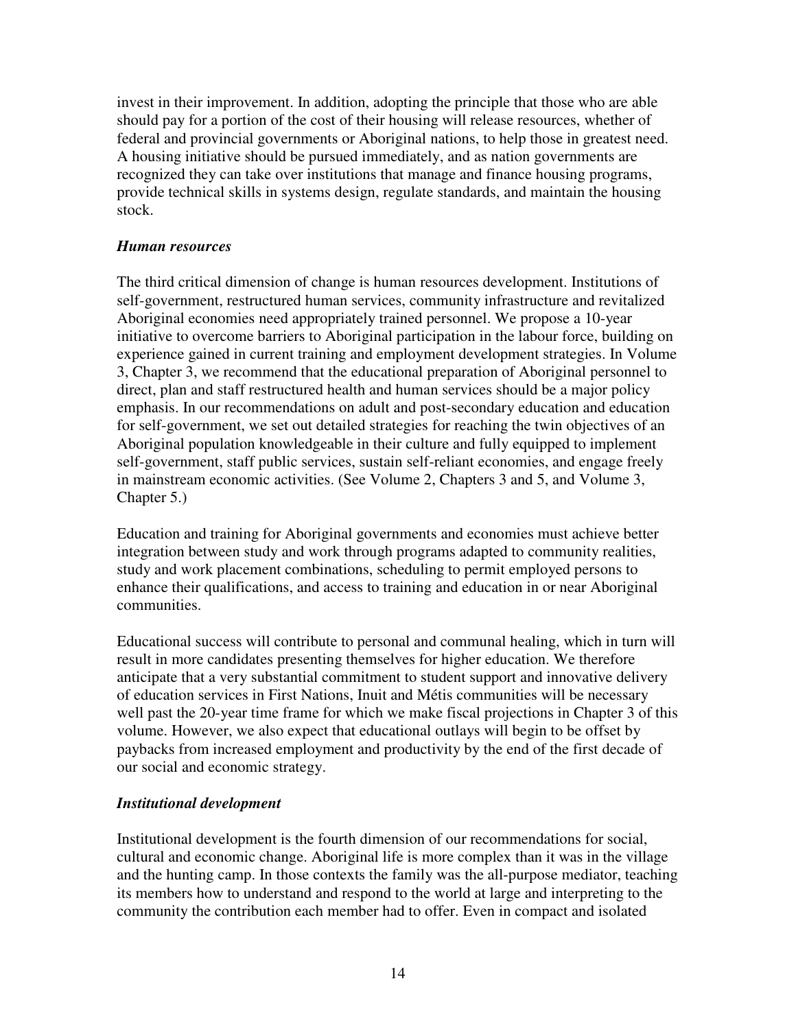invest in their improvement. In addition, adopting the principle that those who are able should pay for a portion of the cost of their housing will release resources, whether of federal and provincial governments or Aboriginal nations, to help those in greatest need. A housing initiative should be pursued immediately, and as nation governments are recognized they can take over institutions that manage and finance housing programs, provide technical skills in systems design, regulate standards, and maintain the housing stock.

### *Human resources*

The third critical dimension of change is human resources development. Institutions of self-government, restructured human services, community infrastructure and revitalized Aboriginal economies need appropriately trained personnel. We propose a 10-year initiative to overcome barriers to Aboriginal participation in the labour force, building on experience gained in current training and employment development strategies. In Volume 3, Chapter 3, we recommend that the educational preparation of Aboriginal personnel to direct, plan and staff restructured health and human services should be a major policy emphasis. In our recommendations on adult and post-secondary education and education for self-government, we set out detailed strategies for reaching the twin objectives of an Aboriginal population knowledgeable in their culture and fully equipped to implement self-government, staff public services, sustain self-reliant economies, and engage freely in mainstream economic activities. (See Volume 2, Chapters 3 and 5, and Volume 3, Chapter 5.)

Education and training for Aboriginal governments and economies must achieve better integration between study and work through programs adapted to community realities, study and work placement combinations, scheduling to permit employed persons to enhance their qualifications, and access to training and education in or near Aboriginal communities.

Educational success will contribute to personal and communal healing, which in turn will result in more candidates presenting themselves for higher education. We therefore anticipate that a very substantial commitment to student support and innovative delivery of education services in First Nations, Inuit and Métis communities will be necessary well past the 20-year time frame for which we make fiscal projections in Chapter 3 of this volume. However, we also expect that educational outlays will begin to be offset by paybacks from increased employment and productivity by the end of the first decade of our social and economic strategy.

### *Institutional development*

Institutional development is the fourth dimension of our recommendations for social, cultural and economic change. Aboriginal life is more complex than it was in the village and the hunting camp. In those contexts the family was the all-purpose mediator, teaching its members how to understand and respond to the world at large and interpreting to the community the contribution each member had to offer. Even in compact and isolated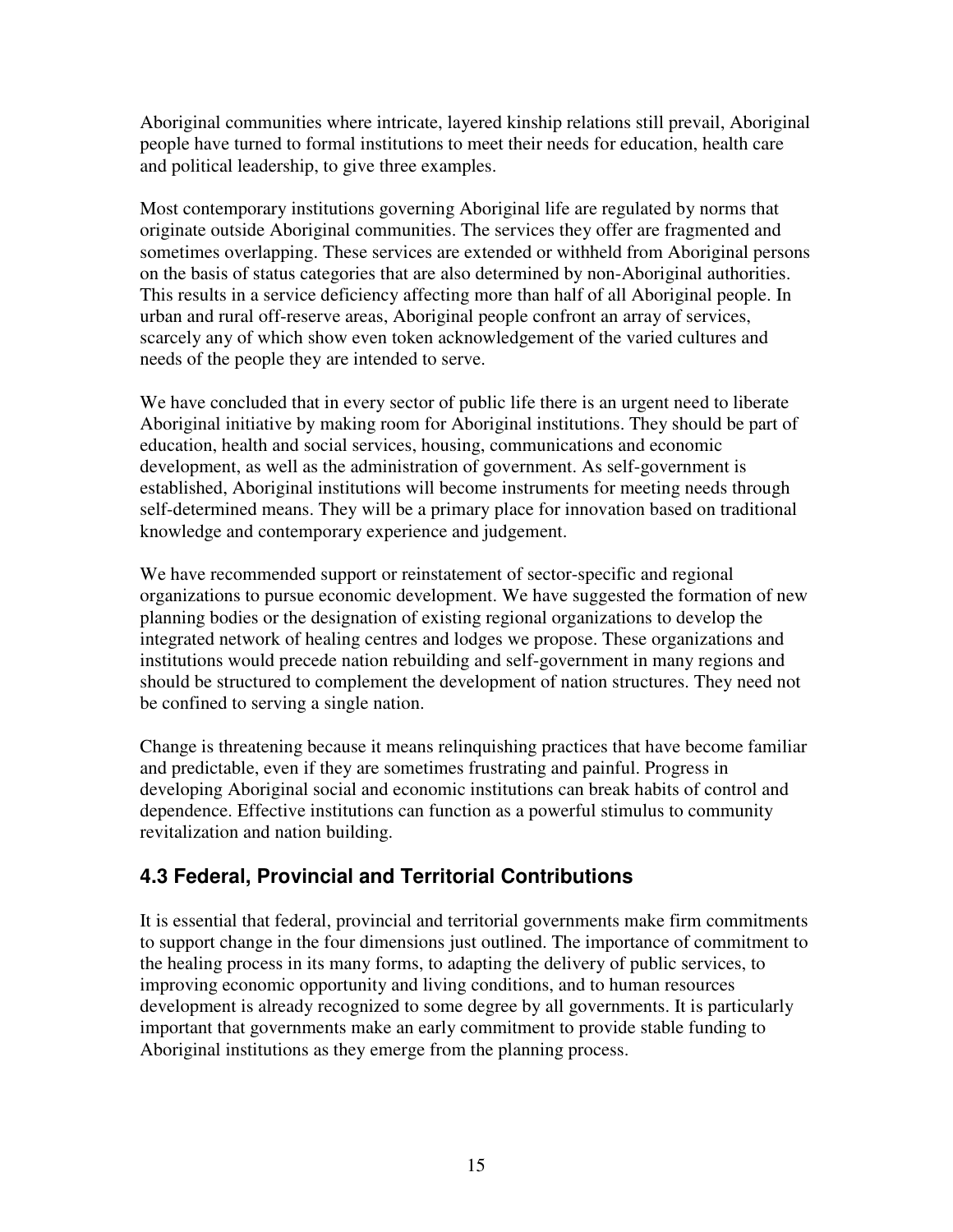Aboriginal communities where intricate, layered kinship relations still prevail, Aboriginal people have turned to formal institutions to meet their needs for education, health care and political leadership, to give three examples.

Most contemporary institutions governing Aboriginal life are regulated by norms that originate outside Aboriginal communities. The services they offer are fragmented and sometimes overlapping. These services are extended or withheld from Aboriginal persons on the basis of status categories that are also determined by non-Aboriginal authorities. This results in a service deficiency affecting more than half of all Aboriginal people. In urban and rural off-reserve areas, Aboriginal people confront an array of services, scarcely any of which show even token acknowledgement of the varied cultures and needs of the people they are intended to serve.

We have concluded that in every sector of public life there is an urgent need to liberate Aboriginal initiative by making room for Aboriginal institutions. They should be part of education, health and social services, housing, communications and economic development, as well as the administration of government. As self-government is established, Aboriginal institutions will become instruments for meeting needs through self-determined means. They will be a primary place for innovation based on traditional knowledge and contemporary experience and judgement.

We have recommended support or reinstatement of sector-specific and regional organizations to pursue economic development. We have suggested the formation of new planning bodies or the designation of existing regional organizations to develop the integrated network of healing centres and lodges we propose. These organizations and institutions would precede nation rebuilding and self-government in many regions and should be structured to complement the development of nation structures. They need not be confined to serving a single nation.

Change is threatening because it means relinquishing practices that have become familiar and predictable, even if they are sometimes frustrating and painful. Progress in developing Aboriginal social and economic institutions can break habits of control and dependence. Effective institutions can function as a powerful stimulus to community revitalization and nation building.

## 4.3 Federal, Provincial and Territorial Contributions

It is essential that federal, provincial and territorial governments make firm commitments to support change in the four dimensions just outlined. The importance of commitment to the healing process in its many forms, to adapting the delivery of public services, to improving economic opportunity and living conditions, and to human resources development is already recognized to some degree by all governments. It is particularly important that governments make an early commitment to provide stable funding to Aboriginal institutions as they emerge from the planning process.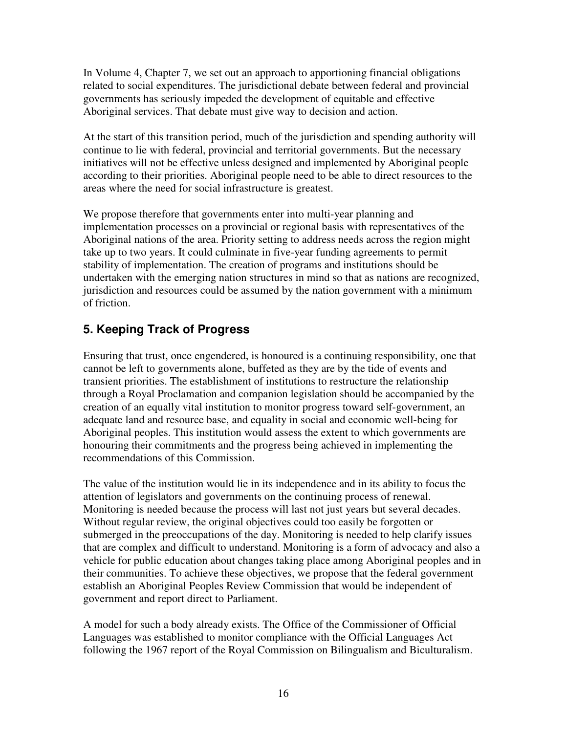In Volume 4, Chapter 7, we set out an approach to apportioning financial obligations related to social expenditures. The jurisdictional debate between federal and provincial governments has seriously impeded the development of equitable and effective Aboriginal services. That debate must give way to decision and action.

At the start of this transition period, much of the jurisdiction and spending authority will continue to lie with federal, provincial and territorial governments. But the necessary initiatives will not be effective unless designed and implemented by Aboriginal people according to their priorities. Aboriginal people need to be able to direct resources to the areas where the need for social infrastructure is greatest.

We propose therefore that governments enter into multi-year planning and implementation processes on a provincial or regional basis with representatives of the Aboriginal nations of the area. Priority setting to address needs across the region might take up to two years. It could culminate in five-year funding agreements to permit stability of implementation. The creation of programs and institutions should be undertaken with the emerging nation structures in mind so that as nations are recognized, jurisdiction and resources could be assumed by the nation government with a minimum of friction.

## 5. Keeping Track of Progress

Ensuring that trust, once engendered, is honoured is a continuing responsibility, one that cannot be left to governments alone, buffeted as they are by the tide of events and transient priorities. The establishment of institutions to restructure the relationship through a Royal Proclamation and companion legislation should be accompanied by the creation of an equally vital institution to monitor progress toward self-government, an adequate land and resource base, and equality in social and economic well-being for Aboriginal peoples. This institution would assess the extent to which governments are honouring their commitments and the progress being achieved in implementing the recommendations of this Commission.

The value of the institution would lie in its independence and in its ability to focus the attention of legislators and governments on the continuing process of renewal. Monitoring is needed because the process will last not just years but several decades. Without regular review, the original objectives could too easily be forgotten or submerged in the preoccupations of the day. Monitoring is needed to help clarify issues that are complex and difficult to understand. Monitoring is a form of advocacy and also a vehicle for public education about changes taking place among Aboriginal peoples and in their communities. To achieve these objectives, we propose that the federal government establish an Aboriginal Peoples Review Commission that would be independent of government and report direct to Parliament.

A model for such a body already exists. The Office of the Commissioner of Official Languages was established to monitor compliance with the Official Languages Act following the 1967 report of the Royal Commission on Bilingualism and Biculturalism.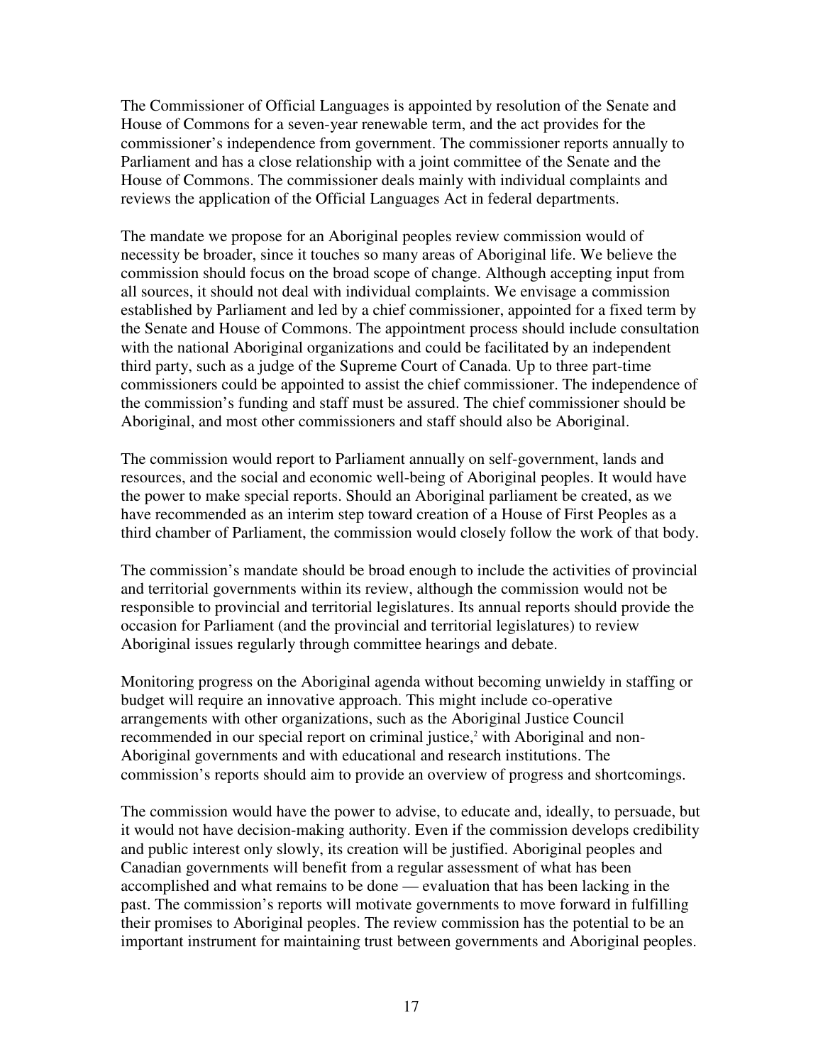The Commissioner of Official Languages is appointed by resolution of the Senate and House of Commons for a seven-year renewable term, and the act provides for the commissioner's independence from government. The commissioner reports annually to Parliament and has a close relationship with a joint committee of the Senate and the House of Commons. The commissioner deals mainly with individual complaints and reviews the application of the Official Languages Act in federal departments.

The mandate we propose for an Aboriginal peoples review commission would of necessity be broader, since it touches so many areas of Aboriginal life. We believe the commission should focus on the broad scope of change. Although accepting input from all sources, it should not deal with individual complaints. We envisage a commission established by Parliament and led by a chief commissioner, appointed for a fixed term by the Senate and House of Commons. The appointment process should include consultation with the national Aboriginal organizations and could be facilitated by an independent third party, such as a judge of the Supreme Court of Canada. Up to three part-time commissioners could be appointed to assist the chief commissioner. The independence of the commission's funding and staff must be assured. The chief commissioner should be Aboriginal, and most other commissioners and staff should also be Aboriginal.

The commission would report to Parliament annually on self-government, lands and resources, and the social and economic well-being of Aboriginal peoples. It would have the power to make special reports. Should an Aboriginal parliament be created, as we have recommended as an interim step toward creation of a House of First Peoples as a third chamber of Parliament, the commission would closely follow the work of that body.

The commission's mandate should be broad enough to include the activities of provincial and territorial governments within its review, although the commission would not be responsible to provincial and territorial legislatures. Its annual reports should provide the occasion for Parliament (and the provincial and territorial legislatures) to review Aboriginal issues regularly through committee hearings and debate.

Monitoring progress on the Aboriginal agenda without becoming unwieldy in staffing or budget will require an innovative approach. This might include co-operative arrangements with other organizations, such as the Aboriginal Justice Council recommended in our special report on criminal justice,[2] with Aboriginal and non-Aboriginal governments and with educational and research institutions. The commission's reports should aim to provide an overview of progress and shortcomings.

The commission would have the power to advise, to educate and, ideally, to persuade, but it would not have decision-making authority. Even if the commission develops credibility and public interest only slowly, its creation will be justified. Aboriginal peoples and Canadian governments will benefit from a regular assessment of what has been accomplished and what remains to be done — evaluation that has been lacking in the past. The commission's reports will motivate governments to move forward in fulfilling their promises to Aboriginal peoples. The review commission has the potential to be an important instrument for maintaining trust between governments and Aboriginal peoples.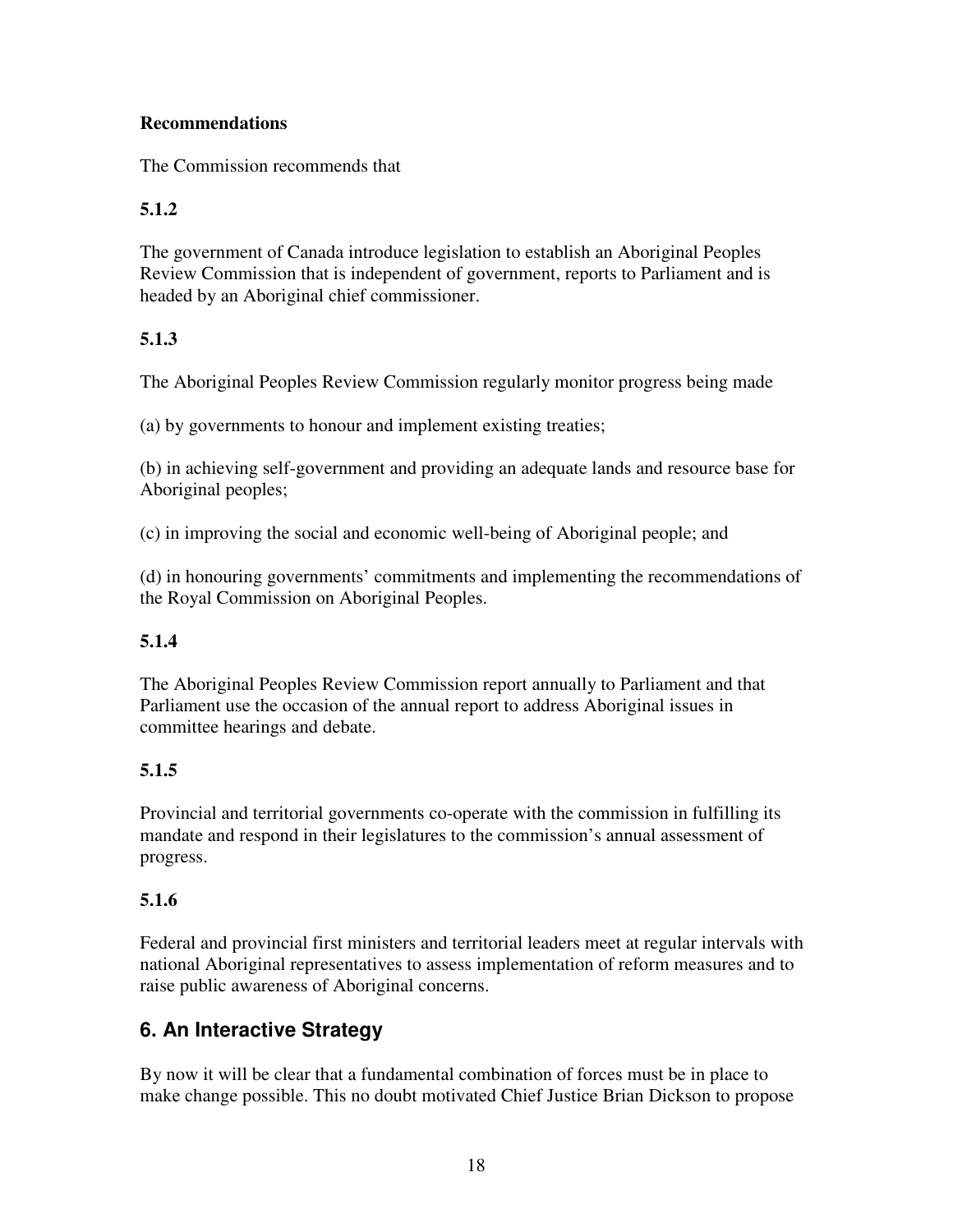**Recommendations**

The Commission recommends that

**5.1.2**

The government of Canada introduce legislation to establish an Aboriginal Peoples Review Commission that is independent of government, reports to Parliament and is headed by an Aboriginal chief commissioner.

**5.1.3**

The Aboriginal Peoples Review Commission regularly monitor progress being made

(a) by governments to honour and implement existing treaties;

(b) in achieving self-government and providing an adequate lands and resource base for Aboriginal peoples;

(c) in improving the social and economic well-being of Aboriginal people; and

(d) in honouring governments' commitments and implementing the recommendations of the Royal Commission on Aboriginal Peoples.

**5.1.4**

The Aboriginal Peoples Review Commission report annually to Parliament and that Parliament use the occasion of the annual report to address Aboriginal issues in committee hearings and debate.

**5.1.5**

Provincial and territorial governments co-operate with the commission in fulfilling its mandate and respond in their legislatures to the commission's annual assessment of progress.

**5.1.6**

Federal and provincial first ministers and territorial leaders meet at regular intervals with national Aboriginal representatives to assess implementation of reform measures and to raise public awareness of Aboriginal concerns.

## 6. An Interactive Strategy

By now it will be clear that a fundamental combination of forces must be in place to make change possible. This no doubt motivated Chief Justice Brian Dickson to propose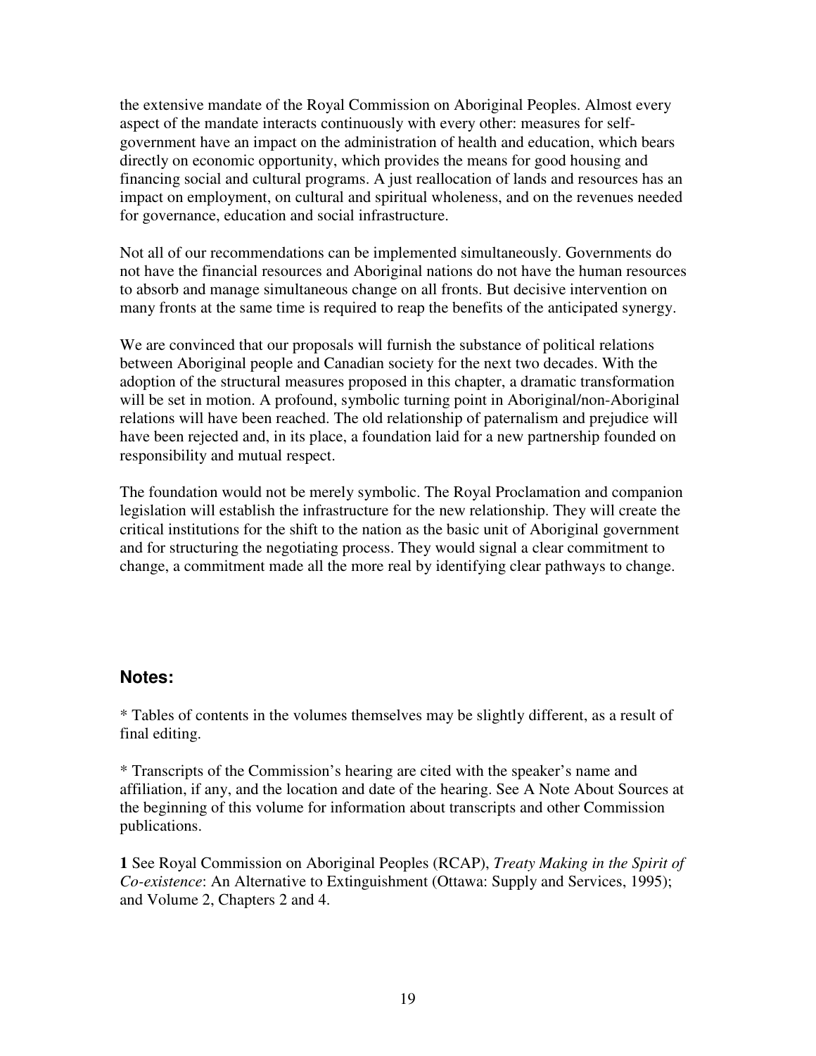the extensive mandate of the Royal Commission on Aboriginal Peoples. Almost every aspect of the mandate interacts continuously with every other: measures for self-government have an impact on the administration of health and education, which bears directly on economic opportunity, which provides the means for good housing and financing social and cultural programs. A just reallocation of lands and resources has an impact on employment, on cultural and spiritual wholeness, and on the revenues needed for governance, education and social infrastructure.

Not all of our recommendations can be implemented simultaneously. Governments do not have the financial resources and Aboriginal nations do not have the human resources to absorb and manage simultaneous change on all fronts. But decisive intervention on many fronts at the same time is required to reap the benefits of the anticipated synergy.

We are convinced that our proposals will furnish the substance of political relations between Aboriginal people and Canadian society for the next two decades. With the adoption of the structural measures proposed in this chapter, a dramatic transformation will be set in motion. A profound, symbolic turning point in Aboriginal/non-Aboriginal relations will have been reached. The old relationship of paternalism and prejudice will have been rejected and, in its place, a foundation laid for a new partnership founded on responsibility and mutual respect.

The foundation would not be merely symbolic. The Royal Proclamation and companion legislation will establish the infrastructure for the new relationship. They will create the critical institutions for the shift to the nation as the basic unit of Aboriginal government and for structuring the negotiating process. They would signal a clear commitment to change, a commitment made all the more real by identifying clear pathways to change.

## Notes:

* Tables of contents in the volumes themselves may be slightly different, as a result of final editing.

* Transcripts of the Commission's hearing are cited with the speaker's name and affiliation, if any, and the location and date of the hearing. See A Note About Sources at the beginning of this volume for information about transcripts and other Commission publications.

**1** See Royal Commission on Aboriginal Peoples (RCAP), *Treaty Making in the Spirit of Co-existence*: An Alternative to Extinguishment (Ottawa: Supply and Services, 1995); and Volume 2, Chapters 2 and 4.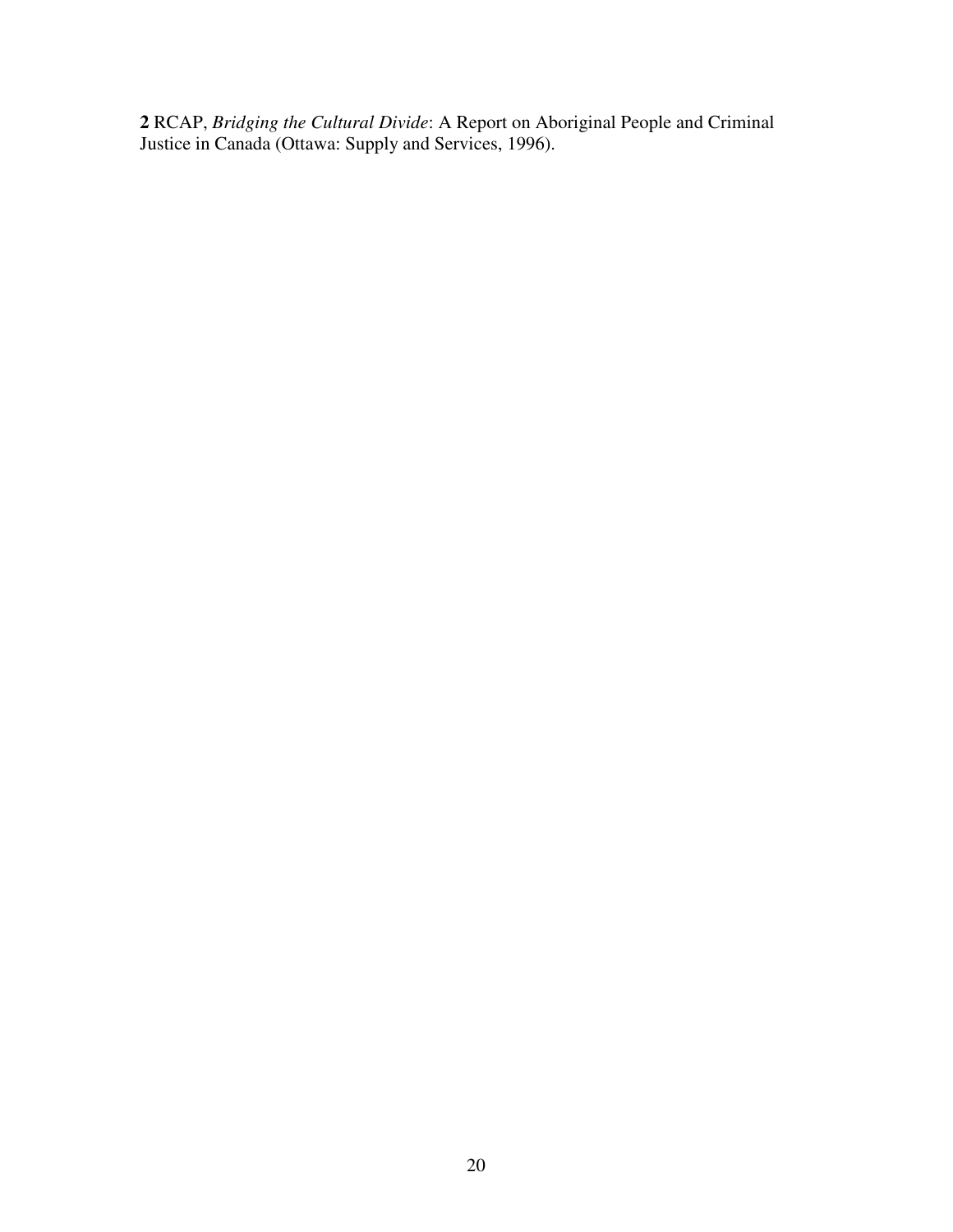**2** RCAP, *Bridging the Cultural Divide*: A Report on Aboriginal People and Criminal Justice in Canada (Ottawa: Supply and Services, 1996).